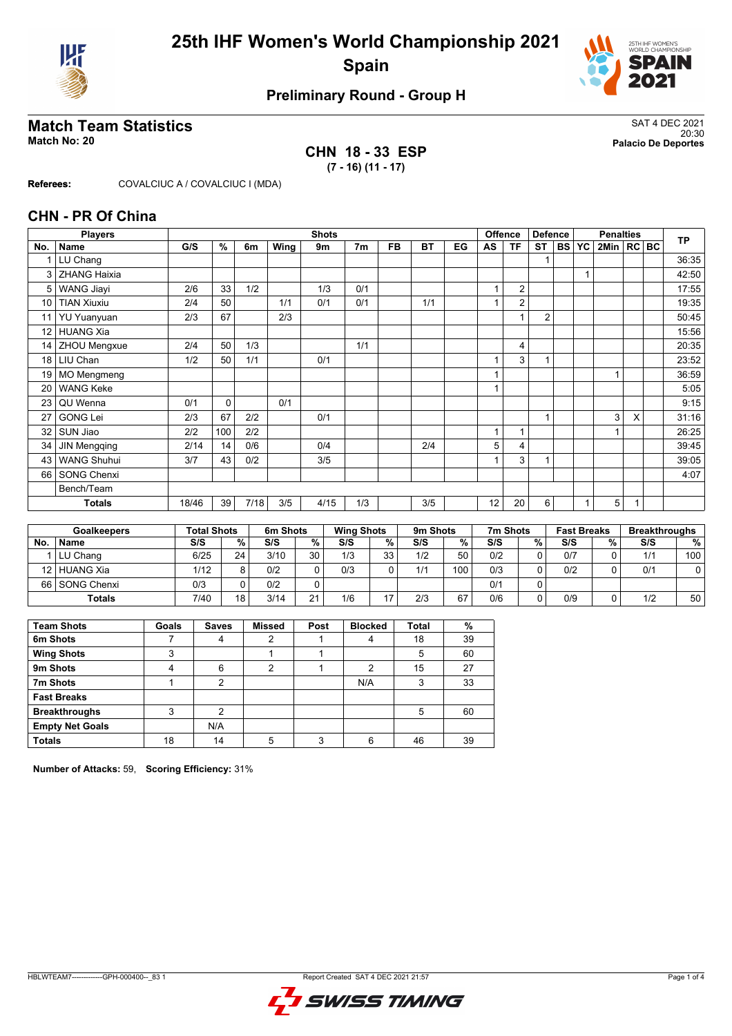# 25th IHF Women's World Championship 2021
# Spain

## Preliminary Round - Group H

## Match Team Statistics

**Match No: 20**

SAT 4 DEC 2021
20:30
**Palacio De Deportes**

**CHN 18 - 33 ESP**
**(7 - 16) (11 - 17)**

**Referees:** COVALCIUC A / COVALCIUC I (MDA)

## CHN - PR Of China

| Players | | Shots | | | | | | | | | Offence | | Defence | | Penalties | | | | | TP |
|---|---|---|---|---|---|---|---|---|---|---|---|---|---|---|---|---|---|---|---|---|
| No. | Name | G/S | % | 6m | Wing | 9m | 7m | FB | BT | EG | AS | TF | ST | BS | YC | 2Min | RC | BC | | |
| 1 | LU Chang | | | | | | | | | | | | 1 | | | | | | | 36:35 |
| 3 | ZHANG Haixia | | | | | | | | | | | | | | 1 | | | | | 42:50 |
| 5 | WANG Jiayi | 2/6 | 33 | 1/2 | | 1/3 | 0/1 | | | | 1 | 2 | | | | | | | | 17:55 |
| 10 | TIAN Xiuxiu | 2/4 | 50 | | 1/1 | 0/1 | 0/1 | | 1/1 | | 1 | 2 | | | | | | | | 19:35 |
| 11 | YU Yuanyuan | 2/3 | 67 | | 2/3 | | | | | | | 1 | 2 | | | | | | | 50:45 |
| 12 | HUANG Xia | | | | | | | | | | | | | | | | | | | 15:56 |
| 14 | ZHOU Mengxue | 2/4 | 50 | 1/3 | | | 1/1 | | | | | 4 | | | | | | | | 20:35 |
| 18 | LIU Chan | 1/2 | 50 | 1/1 | | 0/1 | | | | | 1 | 3 | 1 | | | | | | | 23:52 |
| 19 | MO Mengmeng | | | | | | | | | | 1 | | | | | 1 | | | | 36:59 |
| 20 | WANG Keke | | | | | | | | | | 1 | | | | | | | | | 5:05 |
| 23 | QU Wenna | 0/1 | 0 | | 0/1 | | | | | | | | | | | | | | | 9:15 |
| 27 | GONG Lei | 2/3 | 67 | 2/2 | | 0/1 | | | | | | | 1 | | | 3 | X | | | 31:16 |
| 32 | SUN Jiao | 2/2 | 100 | 2/2 | | | | | | | 1 | 1 | | | | 1 | | | | 26:25 |
| 34 | JIN Mengqing | 2/14 | 14 | 0/6 | | 0/4 | | | 2/4 | | 5 | 4 | | | | | | | | 39:45 |
| 43 | WANG Shuhui | 3/7 | 43 | 0/2 | | 3/5 | | | | | 1 | 3 | 1 | | | | | | | 39:05 |
| 66 | SONG Chenxi | | | | | | | | | | | | | | | | | | | 4:07 |
| | Bench/Team | | | | | | | | | | | | | | | | | | | |
| | **Totals** | 18/46 | 39 | 7/18 | 3/5 | 4/15 | 1/3 | | 3/5 | | 12 | 20 | 6 | | 1 | 5 | 1 | | | |

| Goalkeepers | | Total Shots | | 6m Shots | | Wing Shots | | 9m Shots | | 7m Shots | | Fast Breaks | | Breakthroughs | |
|---|---|---|---|---|---|---|---|---|---|---|---|---|---|---|---|
| No. | Name | S/S | % | S/S | % | S/S | % | S/S | % | S/S | % | S/S | % | S/S | % |
| 1 | LU Chang | 6/25 | 24 | 3/10 | 30 | 1/3 | 33 | 1/2 | 50 | 0/2 | 0 | 0/7 | 0 | 1/1 | 100 |
| 12 | HUANG Xia | 1/12 | 8 | 0/2 | 0 | 0/3 | 0 | 1/1 | 100 | 0/3 | 0 | 0/2 | 0 | 0/1 | 0 |
| 66 | SONG Chenxi | 0/3 | 0 | 0/2 | 0 | | | | | 0/1 | 0 | | | | |
| | **Totals** | 7/40 | 18 | 3/14 | 21 | 1/6 | 17 | 2/3 | 67 | 0/6 | 0 | 0/9 | 0 | 1/2 | 50 |

| Team Shots | Goals | Saves | Missed | Post | Blocked | Total | % |
|---|---|---|---|---|---|---|---|
| **6m Shots** | 7 | 4 | 2 | 1 | 4 | 18 | 39 |
| **Wing Shots** | 3 | | 1 | 1 | | 5 | 60 |
| **9m Shots** | 4 | 6 | 2 | 1 | 2 | 15 | 27 |
| **7m Shots** | 1 | 2 | | | N/A | 3 | 33 |
| **Fast Breaks** | | | | | | | |
| **Breakthroughs** | 3 | 2 | | | | 5 | 60 |
| **Empty Net Goals** | | N/A | | | | | |
| **Totals** | 18 | 14 | 5 | 3 | 6 | 46 | 39 |

**Number of Attacks:** 59, **Scoring Efficiency:** 31%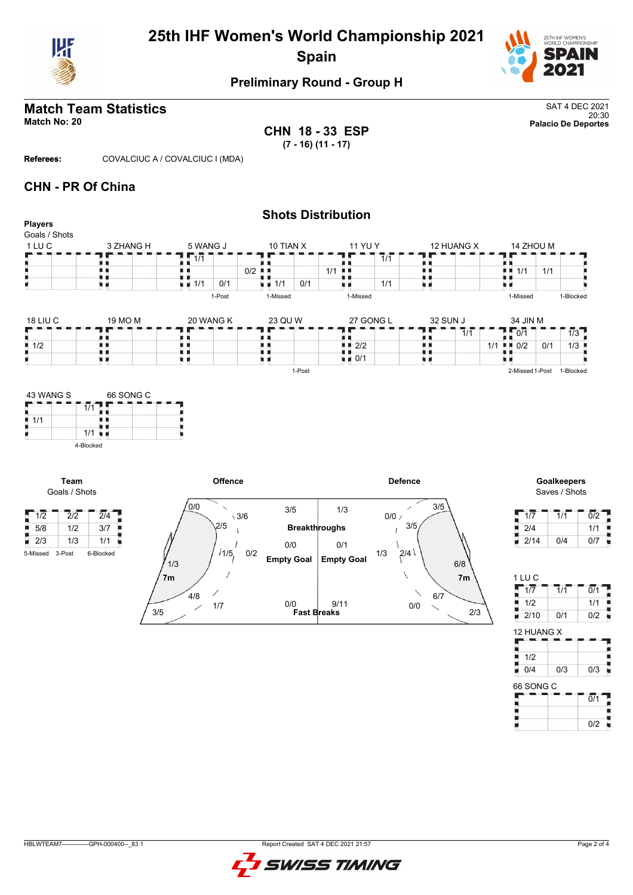# 25th IHF Women's World Championship 2021
## Spain

### Preliminary Round - Group H

## Match Team Statistics

**Match No: 20**

SAT 4 DEC 2021
20:30
**Palacio De Deportes**

**CHN 18 - 33 ESP**
**(7 - 16) (11 - 17)**

**Referees:** COVALCIUC A / COVALCIUC I (MDA)

## CHN - PR Of China

### Shots Distribution

**Players**
Goals / Shots

**1 LU C**

| | | |
|---|---|---|
| | | |
| | | |
| | | |

**3 ZHANG H**

| | | |
|---|---|---|
| | | |
| | | |
| | | |

**5 WANG J**

| | | |
|---|---|---|
| 1/1 | | |
| | | 0/2 |
| 1/1 | 0/1 | |

1-Post

**10 TIAN X**

| | | |
|---|---|---|
| | | |
| | | 1/1 |
| 1/1 | 0/1 | |

1-Missed

**11 YU Y**

| | | |
|---|---|---|
| | 1/1 | |
| | | |
| | 1/1 | |

1-Missed

**12 HUANG X**

| | | |
|---|---|---|
| | | |
| | | |
| | | |

**14 ZHOU M**

| | | |
|---|---|---|
| | | |
| 1/1 | 1/1 | |
| | | |

1-Missed 1-Blocked

**18 LIU C**

| | | |
|---|---|---|
| | | |
| 1/2 | | |
| | | |

**19 MO M**

| | | |
|---|---|---|
| | | |
| | | |
| | | |

**20 WANG K**

| | | |
|---|---|---|
| | | |
| | | |
| | | |

**23 QU W**

| | | |
|---|---|---|
| | | |
| | | |
| | | |

1-Post

**27 GONG L**

| | | |
|---|---|---|
| | | |
| 2/2 | | |
| 0/1 | | |

**32 SUN J**

| | | |
|---|---|---|
| | 1/1 | |
| | | 1/1 |
| | | |

**34 JIN M**

| | | |
|---|---|---|
| 0/1 | | 1/3 |
| 0/2 | 0/1 | 1/3 |
| | | |

2-Missed 1-Post 1-Blocked

**43 WANG S**

| | | |
|---|---|---|
| | 1/1 | |
| 1/1 | | |
| | 1/1 | |

4-Blocked

**66 SONG C**

| | | |
|---|---|---|
| | | |
| | | |
| | | |

**Team**
Goals / Shots

| | | |
|---|---|---|
| 1/2 | 2/2 | 2/4 |
| 5/8 | 1/2 | 3/7 |
| 2/3 | 1/3 | 1/1 |

5-Missed 3-Post 6-Blocked

**Offence**

| Area | Goals / Shots |
|---|---|
| Left wing | 0/0 |
| Left back (9m) | 2/5 |
| Center back | 3/6 |
| Left 6m | 1/3 |
| Center 6m | 1/5 |
| Right 6m | 0/2 |
| 7m | 4/8 |
| Left far | 3/5 |
| Right far | 1/7 |
| Breakthroughs | 3/5 |
| Empty Goal | 0/0 |
| Fast Breaks | 0/0 |

**Defence**

| Area | Goals / Shots |
|---|---|
| Breakthroughs | 1/3 |
| Empty Goal | 0/1 |
| Fast Breaks | 9/11 |
| | 0/0 |
| | 3/5 |
| | 3/5 |
| | 1/3 |
| | 2/4 |
| | 6/8 |
| 7m | 6/7 |
| | 0/0 |
| | 2/3 |

**Goalkeepers**
Saves / Shots

| | | |
|---|---|---|
| 1/7 | 1/1 | 0/2 |
| 2/4 | | 1/1 |
| 2/14 | 0/4 | 0/7 |

**1 LU C**

| | | |
|---|---|---|
| 1/7 | 1/1 | 0/1 |
| 1/2 | | 1/1 |
| 2/10 | 0/1 | 0/2 |

**12 HUANG X**

| | | |
|---|---|---|
| | | |
| 1/2 | | |
| 0/4 | 0/3 | 0/3 |

**66 SONG C**

| | | |
|---|---|---|
| | | 0/1 |
| | | |
| | | 0/2 |

HBLWTEAM7--------------GPH-000400--_83 1 Report Created SAT 4 DEC 2021 21:57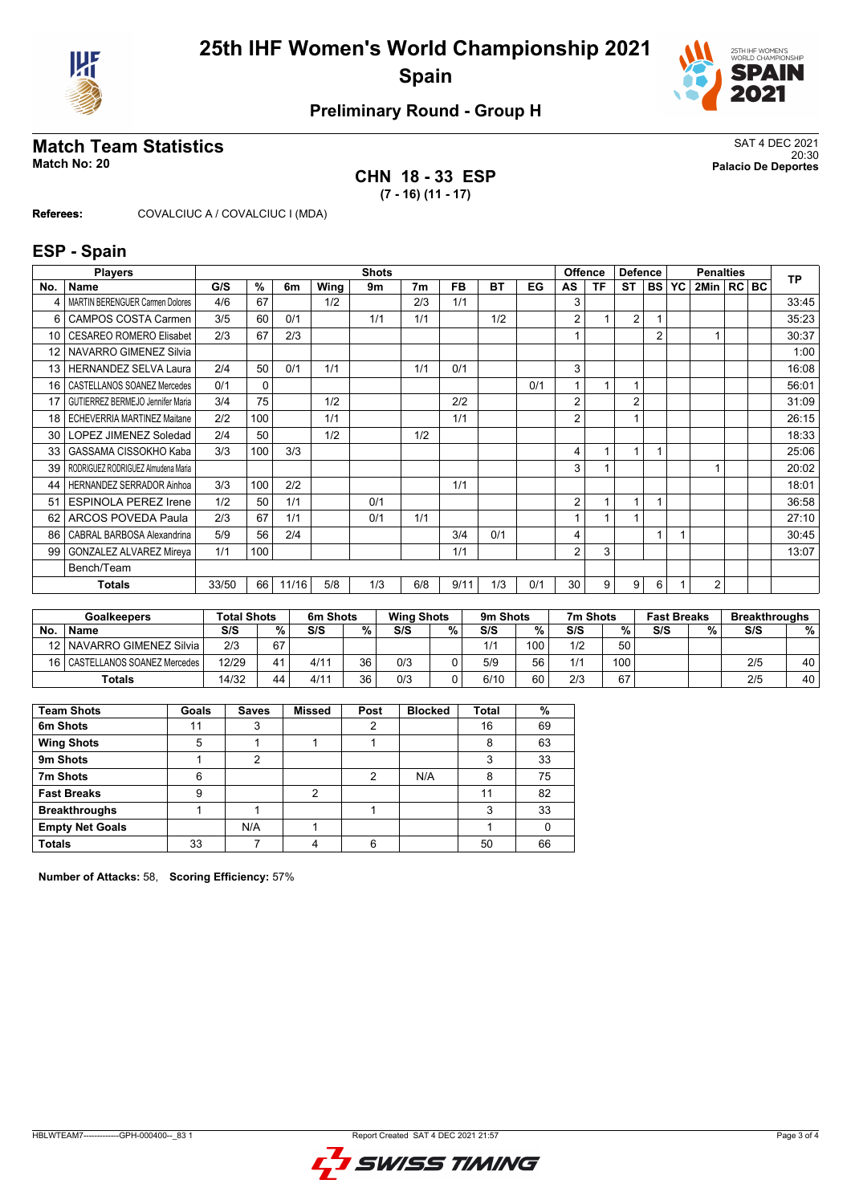# 25th IHF Women's World Championship 2021
## Spain

### Preliminary Round - Group H

## Match Team Statistics

**Match No: 20**

SAT 4 DEC 2021
20:30
**Palacio De Deportes**

**CHN 18 - 33 ESP**
**(7 - 16) (11 - 17)**

**Referees:** COVALCIUC A / COVALCIUC I (MDA)

## ESP - Spain

| Players | | Shots | | | | | | | | | Offence | | Defence | | | Penalties | | | TP |
|---|---|---|---|---|---|---|---|---|---|---|---|---|---|---|---|---|---|---|---|
| No. | Name | G/S | % | 6m | Wing | 9m | 7m | FB | BT | EG | AS | TF | ST | BS | YC | 2Min | RC | BC | |
| 4 | MARTIN BERENGUER Carmen Dolores | 4/6 | 67 | | 1/2 | | 2/3 | 1/1 | | | 3 | | | | | | | | 33:45 |
| 6 | CAMPOS COSTA Carmen | 3/5 | 60 | 0/1 | | 1/1 | 1/1 | | 1/2 | | 2 | 1 | 2 | 1 | | | | | 35:23 |
| 10 | CESAREO ROMERO Elisabet | 2/3 | 67 | 2/3 | | | | | | | 1 | | | 2 | | 1 | | | 30:37 |
| 12 | NAVARRO GIMENEZ Silvia | | | | | | | | | | | | | | | | | | 1:00 |
| 13 | HERNANDEZ SELVA Laura | 2/4 | 50 | 0/1 | 1/1 | | 1/1 | 0/1 | | | 3 | | | | | | | | 16:08 |
| 16 | CASTELLANOS SOANEZ Mercedes | 0/1 | 0 | | | | | | | 0/1 | 1 | 1 | 1 | | | | | | 56:01 |
| 17 | GUTIERREZ BERMEJO Jennifer Maria | 3/4 | 75 | | 1/2 | | | 2/2 | | | 2 | | 2 | | | | | | 31:09 |
| 18 | ECHEVERRIA MARTINEZ Maitane | 2/2 | 100 | | 1/1 | | | 1/1 | | | 2 | | 1 | | | | | | 26:15 |
| 30 | LOPEZ JIMENEZ Soledad | 2/4 | 50 | | 1/2 | | 1/2 | | | | | | | | | | | | 18:33 |
| 33 | GASSAMA CISSOKHO Kaba | 3/3 | 100 | 3/3 | | | | | | | 4 | 1 | 1 | 1 | | | | | 25:06 |
| 39 | RODRIGUEZ RODRIGUEZ Almudena Maria | | | | | | | | | | 3 | 1 | | | | 1 | | | 20:02 |
| 44 | HERNANDEZ SERRADOR Ainhoa | 3/3 | 100 | 2/2 | | | | 1/1 | | | | | | | | | | | 18:01 |
| 51 | ESPINOLA PEREZ Irene | 1/2 | 50 | 1/1 | | 0/1 | | | | | 2 | 1 | 1 | 1 | | | | | 36:58 |
| 62 | ARCOS POVEDA Paula | 2/3 | 67 | 1/1 | | 0/1 | 1/1 | | | | 1 | 1 | 1 | | | | | | 27:10 |
| 86 | CABRAL BARBOSA Alexandrina | 5/9 | 56 | 2/4 | | | | 3/4 | 0/1 | | 4 | | | 1 | 1 | | | | 30:45 |
| 99 | GONZALEZ ALVAREZ Mireya | 1/1 | 100 | | | | | 1/1 | | | 2 | 3 | | | | | | | 13:07 |
| | Bench/Team | | | | | | | | | | | | | | | | | | |
| | **Totals** | 33/50 | 66 | 11/16 | 5/8 | 1/3 | 6/8 | 9/11 | 1/3 | 0/1 | 30 | 9 | 9 | 6 | 1 | 2 | | | |

| Goalkeepers | | Total Shots | | 6m Shots | | Wing Shots | | 9m Shots | | 7m Shots | | Fast Breaks | | Breakthroughs | |
|---|---|---|---|---|---|---|---|---|---|---|---|---|---|---|---|
| No. | Name | S/S | % | S/S | % | S/S | % | S/S | % | S/S | % | S/S | % | S/S | % |
| 12 | NAVARRO GIMENEZ Silvia | 2/3 | 67 | | | | | 1/1 | 100 | 1/2 | 50 | | | | |
| 16 | CASTELLANOS SOANEZ Mercedes | 12/29 | 41 | 4/11 | 36 | 0/3 | 0 | 5/9 | 56 | 1/1 | 100 | | | 2/5 | 40 |
| | **Totals** | 14/32 | 44 | 4/11 | 36 | 0/3 | 0 | 6/10 | 60 | 2/3 | 67 | | | 2/5 | 40 |

| Team Shots | Goals | Saves | Missed | Post | Blocked | Total | % |
|---|---|---|---|---|---|---|---|
| **6m Shots** | 11 | 3 | | 2 | | 16 | 69 |
| **Wing Shots** | 5 | 1 | 1 | 1 | | 8 | 63 |
| **9m Shots** | 1 | 2 | | | | 3 | 33 |
| **7m Shots** | 6 | | | 2 | N/A | 8 | 75 |
| **Fast Breaks** | 9 | | 2 | | | 11 | 82 |
| **Breakthroughs** | 1 | 1 | | 1 | | 3 | 33 |
| **Empty Net Goals** | | N/A | 1 | | | 1 | 0 |
| **Totals** | 33 | 7 | 4 | 6 | | 50 | 66 |

**Number of Attacks:** 58, **Scoring Efficiency:** 57%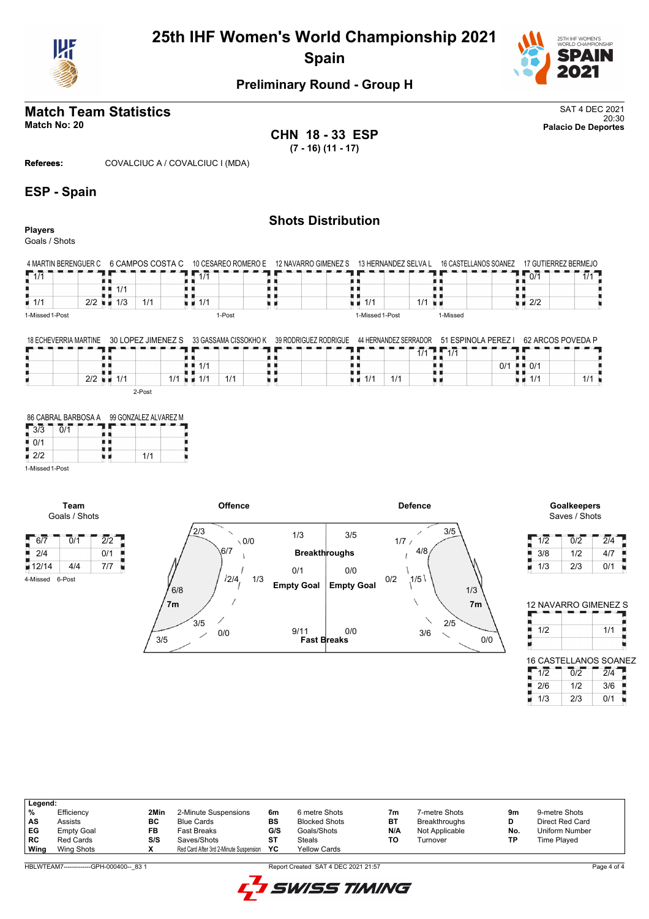# 25th IHF Women's World Championship 2021

## Spain

### Preliminary Round - Group H

## Match Team Statistics

**Match No: 20**

SAT 4 DEC 2021
20:30
**Palacio De Deportes**

**CHN 18 - 33 ESP**
**(7 - 16) (11 - 17)**

**Referees:** COVALCIUC A / COVALCIUC I (MDA)

## ESP - Spain

### Shots Distribution

**Players**
Goals / Shots

4 MARTIN BERENGUER C
1/1
1/1 2/2
1-Missed 1-Post

6 CAMPOS COSTA C
1/1
1/3 1/1

10 CESAREO ROMERO E
1/1
1/1
1-Post

12 NAVARRO GIMENEZ S

13 HERNANDEZ SELVA L
1/1 1/1
1-Missed 1-Post

16 CASTELLANOS SOANEZ
1-Missed

17 GUTIERREZ BERMEJO
0/1 1/1
2/2

18 ECHEVERRIA MARTINE
2/2

30 LOPEZ JIMENEZ S
1/1 1/1
2-Post

33 GASSAMA CISSOKHO K
1/1
1/1 1/1

39 RODRIGUEZ RODRIGUE

44 HERNANDEZ SERRADOR
1/1
1/1 1/1

51 ESPINOLA PEREZ I
1/1
0/1

62 ARCOS POVEDA P
0/1
1/1 1/1

86 CABRAL BARBOSA A
3/3 0/1
0/1
2/2
1-Missed 1-Post

99 GONZALEZ ALVAREZ M
1/1

**Team**
Goals / Shots

| | | |
|---|---|---|
| 6/7 | 0/1 | 2/2 |
| 2/4 | | 0/1 |
| 12/14 | 4/4 | 7/7 |

4-Missed 6-Post

**Offence**

2/3
0/0
6/7
2/4
1/3
6/8
7m
3/5
0/0
3/5

1/3 Breakthroughs 3/5
0/1 Empty Goal 0/0
9/11 Fast Breaks 0/0

**Defence**

1/7
3/5
4/8
0/2
1/5
1/3
7m
2/5
3/6
0/0

**Goalkeepers**
Saves / Shots

| | | |
|---|---|---|
| 1/2 | 0/2 | 2/4 |
| 3/8 | 1/2 | 4/7 |
| 1/3 | 2/3 | 0/1 |

12 NAVARRO GIMENEZ S

| | | |
|---|---|---|
| 1/2 | | 1/1 |
| | | |
| | | |

16 CASTELLANOS SOANEZ

| | | |
|---|---|---|
| 1/2 | 0/2 | 2/4 |
| 2/6 | 1/2 | 3/6 |
| 1/3 | 2/3 | 0/1 |

| Legend: | | | | | | | | | |
|---|---|---|---|---|---|---|---|---|---|
| % | Efficiency | 2Min | 2-Minute Suspensions | 6m | 6 metre Shots | 7m | 7-metre Shots | 9m | 9-metre Shots |
| AS | Assists | BC | Blue Cards | BS | Blocked Shots | BT | Breakthroughs | D | Direct Red Card |
| EG | Empty Goal | FB | Fast Breaks | G/S | Goals/Shots | N/A | Not Applicable | No. | Uniform Number |
| RC | Red Cards | S/S | Saves/Shots | ST | Steals | TO | Turnover | TP | Time Played |
| Wing | Wing Shots | X | Red Card After 3rd 2-Minute Suspension | YC | Yellow Cards | | | | |

HBLWTEAM7--------------GPH-000400--_83 1 Report Created SAT 4 DEC 2021 21:57